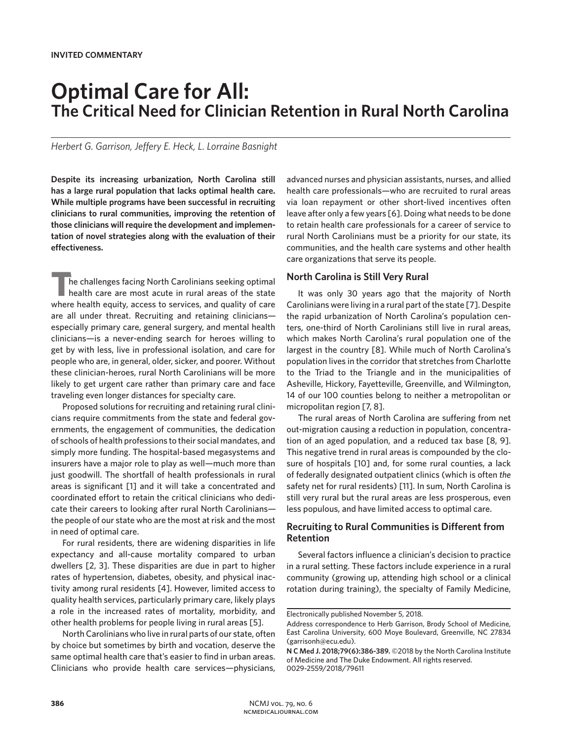**INVITED COMMENTARY**

# Optimal Care for All:
## The Critical Need for Clinician Retention in Rural North Carolina

*Herbert G. Garrison, Jeffery E. Heck, L. Lorraine Basnight*

**Despite its increasing urbanization, North Carolina still has a large rural population that lacks optimal health care. While multiple programs have been successful in recruiting clinicians to rural communities, improving the retention of those clinicians will require the development and implementation of novel strategies along with the evaluation of their effectiveness.**

The challenges facing North Carolinians seeking optimal health care are most acute in rural areas of the state where health equity, access to services, and quality of care are all under threat. Recruiting and retaining clinicians—especially primary care, general surgery, and mental health clinicians—is a never-ending search for heroes willing to get by with less, live in professional isolation, and care for people who are, in general, older, sicker, and poorer. Without these clinician-heroes, rural North Carolinians will be more likely to get urgent care rather than primary care and face traveling even longer distances for specialty care.

Proposed solutions for recruiting and retaining rural clinicians require commitments from the state and federal governments, the engagement of communities, the dedication of schools of health professions to their social mandates, and simply more funding. The hospital-based megasystems and insurers have a major role to play as well—much more than just goodwill. The shortfall of health professionals in rural areas is significant [1] and it will take a concentrated and coordinated effort to retain the critical clinicians who dedicate their careers to looking after rural North Carolinians—the people of our state who are the most at risk and the most in need of optimal care.

For rural residents, there are widening disparities in life expectancy and all-cause mortality compared to urban dwellers [2, 3]. These disparities are due in part to higher rates of hypertension, diabetes, obesity, and physical inactivity among rural residents [4]. However, limited access to quality health services, particularly primary care, likely plays a role in the increased rates of mortality, morbidity, and other health problems for people living in rural areas [5].

North Carolinians who live in rural parts of our state, often by choice but sometimes by birth and vocation, deserve the same optimal health care that's easier to find in urban areas. Clinicians who provide health care services—physicians, advanced nurses and physician assistants, nurses, and allied health care professionals—who are recruited to rural areas via loan repayment or other short-lived incentives often leave after only a few years [6]. Doing what needs to be done to retain health care professionals for a career of service to rural North Carolinians must be a priority for our state, its communities, and the health care systems and other health care organizations that serve its people.

### North Carolina is Still Very Rural

It was only 30 years ago that the majority of North Carolinians were living in a rural part of the state [7]. Despite the rapid urbanization of North Carolina's population centers, one-third of North Carolinians still live in rural areas, which makes North Carolina's rural population one of the largest in the country [8]. While much of North Carolina's population lives in the corridor that stretches from Charlotte to the Triad to the Triangle and in the municipalities of Asheville, Hickory, Fayetteville, Greenville, and Wilmington, 14 of our 100 counties belong to neither a metropolitan or micropolitan region [7, 8].

The rural areas of North Carolina are suffering from net out-migration causing a reduction in population, concentration of an aged population, and a reduced tax base [8, 9]. This negative trend in rural areas is compounded by the closure of hospitals [10] and, for some rural counties, a lack of federally designated outpatient clinics (which is often *the* safety net for rural residents) [11]. In sum, North Carolina is still very rural but the rural areas are less prosperous, even less populous, and have limited access to optimal care.

### Recruiting to Rural Communities is Different from Retention

Several factors influence a clinician's decision to practice in a rural setting. These factors include experience in a rural community (growing up, attending high school or a clinical rotation during training), the specialty of Family Medicine,

---

Electronically published November 5, 2018.

Address correspondence to Herb Garrison, Brody School of Medicine, East Carolina University, 600 Moye Boulevard, Greenville, NC 27834 (garrisonh@ecu.edu).

**N C Med J. 2018;79(6):386-389.** ©2018 by the North Carolina Institute of Medicine and The Duke Endowment. All rights reserved. 0029-2559/2018/79611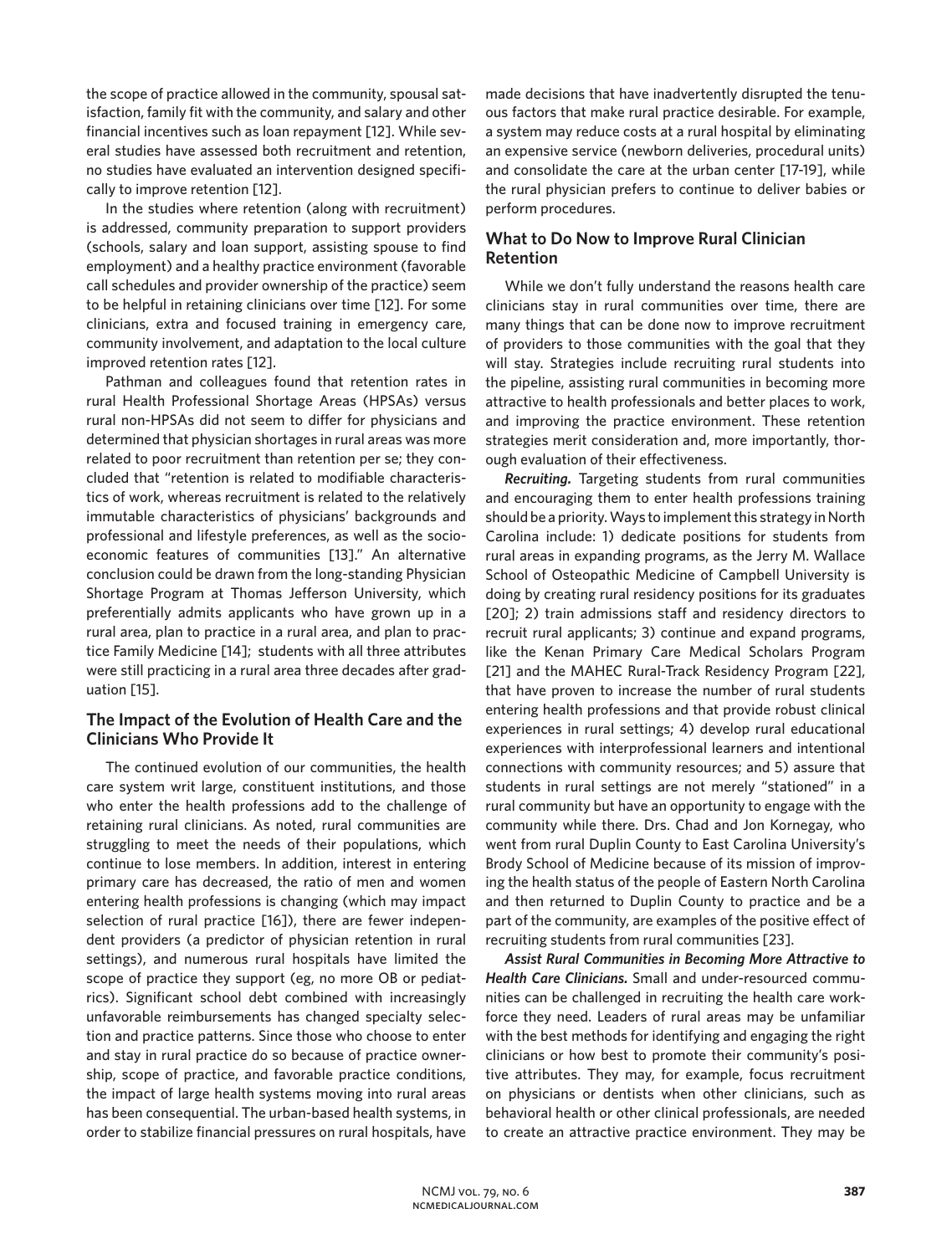the scope of practice allowed in the community, spousal satisfaction, family fit with the community, and salary and other financial incentives such as loan repayment [12]. While several studies have assessed both recruitment and retention, no studies have evaluated an intervention designed specifically to improve retention [12].

In the studies where retention (along with recruitment) is addressed, community preparation to support providers (schools, salary and loan support, assisting spouse to find employment) and a healthy practice environment (favorable call schedules and provider ownership of the practice) seem to be helpful in retaining clinicians over time [12]. For some clinicians, extra and focused training in emergency care, community involvement, and adaptation to the local culture improved retention rates [12].

Pathman and colleagues found that retention rates in rural Health Professional Shortage Areas (HPSAs) versus rural non-HPSAs did not seem to differ for physicians and determined that physician shortages in rural areas was more related to poor recruitment than retention per se; they concluded that "retention is related to modifiable characteristics of work, whereas recruitment is related to the relatively immutable characteristics of physicians' backgrounds and professional and lifestyle preferences, as well as the socioeconomic features of communities [13]." An alternative conclusion could be drawn from the long-standing Physician Shortage Program at Thomas Jefferson University, which preferentially admits applicants who have grown up in a rural area, plan to practice in a rural area, and plan to practice Family Medicine [14]; students with all three attributes were still practicing in a rural area three decades after graduation [15].

## The Impact of the Evolution of Health Care and the Clinicians Who Provide It

The continued evolution of our communities, the health care system writ large, constituent institutions, and those who enter the health professions add to the challenge of retaining rural clinicians. As noted, rural communities are struggling to meet the needs of their populations, which continue to lose members. In addition, interest in entering primary care has decreased, the ratio of men and women entering health professions is changing (which may impact selection of rural practice [16]), there are fewer independent providers (a predictor of physician retention in rural settings), and numerous rural hospitals have limited the scope of practice they support (eg, no more OB or pediatrics). Significant school debt combined with increasingly unfavorable reimbursements has changed specialty selection and practice patterns. Since those who choose to enter and stay in rural practice do so because of practice ownership, scope of practice, and favorable practice conditions, the impact of large health systems moving into rural areas has been consequential. The urban-based health systems, in order to stabilize financial pressures on rural hospitals, have made decisions that have inadvertently disrupted the tenuous factors that make rural practice desirable. For example, a system may reduce costs at a rural hospital by eliminating an expensive service (newborn deliveries, procedural units) and consolidate the care at the urban center [17-19], while the rural physician prefers to continue to deliver babies or perform procedures.

## What to Do Now to Improve Rural Clinician Retention

While we don't fully understand the reasons health care clinicians stay in rural communities over time, there are many things that can be done now to improve recruitment of providers to those communities with the goal that they will stay. Strategies include recruiting rural students into the pipeline, assisting rural communities in becoming more attractive to health professionals and better places to work, and improving the practice environment. These retention strategies merit consideration and, more importantly, thorough evaluation of their effectiveness.

***Recruiting.*** Targeting students from rural communities and encouraging them to enter health professions training should be a priority. Ways to implement this strategy in North Carolina include: 1) dedicate positions for students from rural areas in expanding programs, as the Jerry M. Wallace School of Osteopathic Medicine of Campbell University is doing by creating rural residency positions for its graduates [20]; 2) train admissions staff and residency directors to recruit rural applicants; 3) continue and expand programs, like the Kenan Primary Care Medical Scholars Program [21] and the MAHEC Rural-Track Residency Program [22], that have proven to increase the number of rural students entering health professions and that provide robust clinical experiences in rural settings; 4) develop rural educational experiences with interprofessional learners and intentional connections with community resources; and 5) assure that students in rural settings are not merely "stationed" in a rural community but have an opportunity to engage with the community while there. Drs. Chad and Jon Kornegay, who went from rural Duplin County to East Carolina University's Brody School of Medicine because of its mission of improving the health status of the people of Eastern North Carolina and then returned to Duplin County to practice and be a part of the community, are examples of the positive effect of recruiting students from rural communities [23].

***Assist Rural Communities in Becoming More Attractive to Health Care Clinicians.*** Small and under-resourced communities can be challenged in recruiting the health care workforce they need. Leaders of rural areas may be unfamiliar with the best methods for identifying and engaging the right clinicians or how best to promote their community's positive attributes. They may, for example, focus recruitment on physicians or dentists when other clinicians, such as behavioral health or other clinical professionals, are needed to create an attractive practice environment. They may be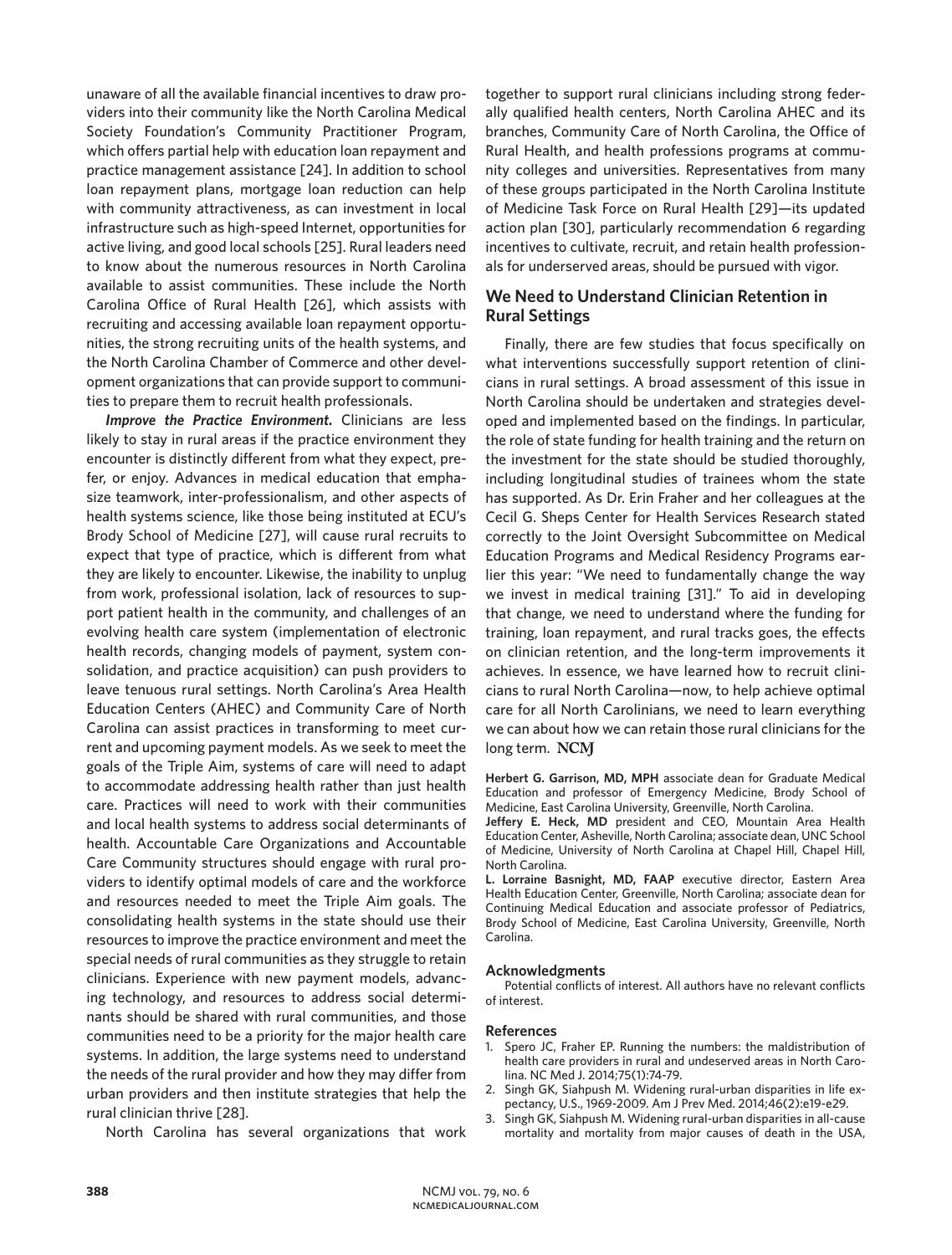unaware of all the available financial incentives to draw providers into their community like the North Carolina Medical Society Foundation's Community Practitioner Program, which offers partial help with education loan repayment and practice management assistance [24]. In addition to school loan repayment plans, mortgage loan reduction can help with community attractiveness, as can investment in local infrastructure such as high-speed Internet, opportunities for active living, and good local schools [25]. Rural leaders need to know about the numerous resources in North Carolina available to assist communities. These include the North Carolina Office of Rural Health [26], which assists with recruiting and accessing available loan repayment opportunities, the strong recruiting units of the health systems, and the North Carolina Chamber of Commerce and other development organizations that can provide support to communities to prepare them to recruit health professionals.

***Improve the Practice Environment.*** Clinicians are less likely to stay in rural areas if the practice environment they encounter is distinctly different from what they expect, prefer, or enjoy. Advances in medical education that emphasize teamwork, inter-professionalism, and other aspects of health systems science, like those being instituted at ECU's Brody School of Medicine [27], will cause rural recruits to expect that type of practice, which is different from what they are likely to encounter. Likewise, the inability to unplug from work, professional isolation, lack of resources to support patient health in the community, and challenges of an evolving health care system (implementation of electronic health records, changing models of payment, system consolidation, and practice acquisition) can push providers to leave tenuous rural settings. North Carolina's Area Health Education Centers (AHEC) and Community Care of North Carolina can assist practices in transforming to meet current and upcoming payment models. As we seek to meet the goals of the Triple Aim, systems of care will need to adapt to accommodate addressing health rather than just health care. Practices will need to work with their communities and local health systems to address social determinants of health. Accountable Care Organizations and Accountable Care Community structures should engage with rural providers to identify optimal models of care and the workforce and resources needed to meet the Triple Aim goals. The consolidating health systems in the state should use their resources to improve the practice environment and meet the special needs of rural communities as they struggle to retain clinicians. Experience with new payment models, advancing technology, and resources to address social determinants should be shared with rural communities, and those communities need to be a priority for the major health care systems. In addition, the large systems need to understand the needs of the rural provider and how they may differ from urban providers and then institute strategies that help the rural clinician thrive [28].

North Carolina has several organizations that work together to support rural clinicians including strong federally qualified health centers, North Carolina AHEC and its branches, Community Care of North Carolina, the Office of Rural Health, and health professions programs at community colleges and universities. Representatives from many of these groups participated in the North Carolina Institute of Medicine Task Force on Rural Health [29]—its updated action plan [30], particularly recommendation 6 regarding incentives to cultivate, recruit, and retain health professionals for underserved areas, should be pursued with vigor.

## We Need to Understand Clinician Retention in Rural Settings

Finally, there are few studies that focus specifically on what interventions successfully support retention of clinicians in rural settings. A broad assessment of this issue in North Carolina should be undertaken and strategies developed and implemented based on the findings. In particular, the role of state funding for health training and the return on the investment for the state should be studied thoroughly, including longitudinal studies of trainees whom the state has supported. As Dr. Erin Fraher and her colleagues at the Cecil G. Sheps Center for Health Services Research stated correctly to the Joint Oversight Subcommittee on Medical Education Programs and Medical Residency Programs earlier this year: "We need to fundamentally change the way we invest in medical training [31]." To aid in developing that change, we need to understand where the funding for training, loan repayment, and rural tracks goes, the effects on clinician retention, and the long-term improvements it achieves. In essence, we have learned how to recruit clinicians to rural North Carolina—now, to help achieve optimal care for all North Carolinians, we need to learn everything we can about how we can retain those rural clinicians for the long term. NCMJ

**Herbert G. Garrison, MD, MPH** associate dean for Graduate Medical Education and professor of Emergency Medicine, Brody School of Medicine, East Carolina University, Greenville, North Carolina.

**Jeffery E. Heck, MD** president and CEO, Mountain Area Health Education Center, Asheville, North Carolina; associate dean, UNC School of Medicine, University of North Carolina at Chapel Hill, Chapel Hill, North Carolina.

**L. Lorraine Basnight, MD, FAAP** executive director, Eastern Area Health Education Center, Greenville, North Carolina; associate dean for Continuing Medical Education and associate professor of Pediatrics, Brody School of Medicine, East Carolina University, Greenville, North Carolina.

### Acknowledgments

Potential conflicts of interest. All authors have no relevant conflicts of interest.

### References

1. Spero JC, Fraher EP. Running the numbers: the maldistribution of health care providers in rural and undeserved areas in North Carolina. NC Med J. 2014;75(1):74-79.
2. Singh GK, Siahpush M. Widening rural-urban disparities in life expectancy, U.S., 1969-2009. Am J Prev Med. 2014;46(2):e19-e29.
3. Singh GK, Siahpush M. Widening rural-urban disparities in all-cause mortality and mortality from major causes of death in the USA,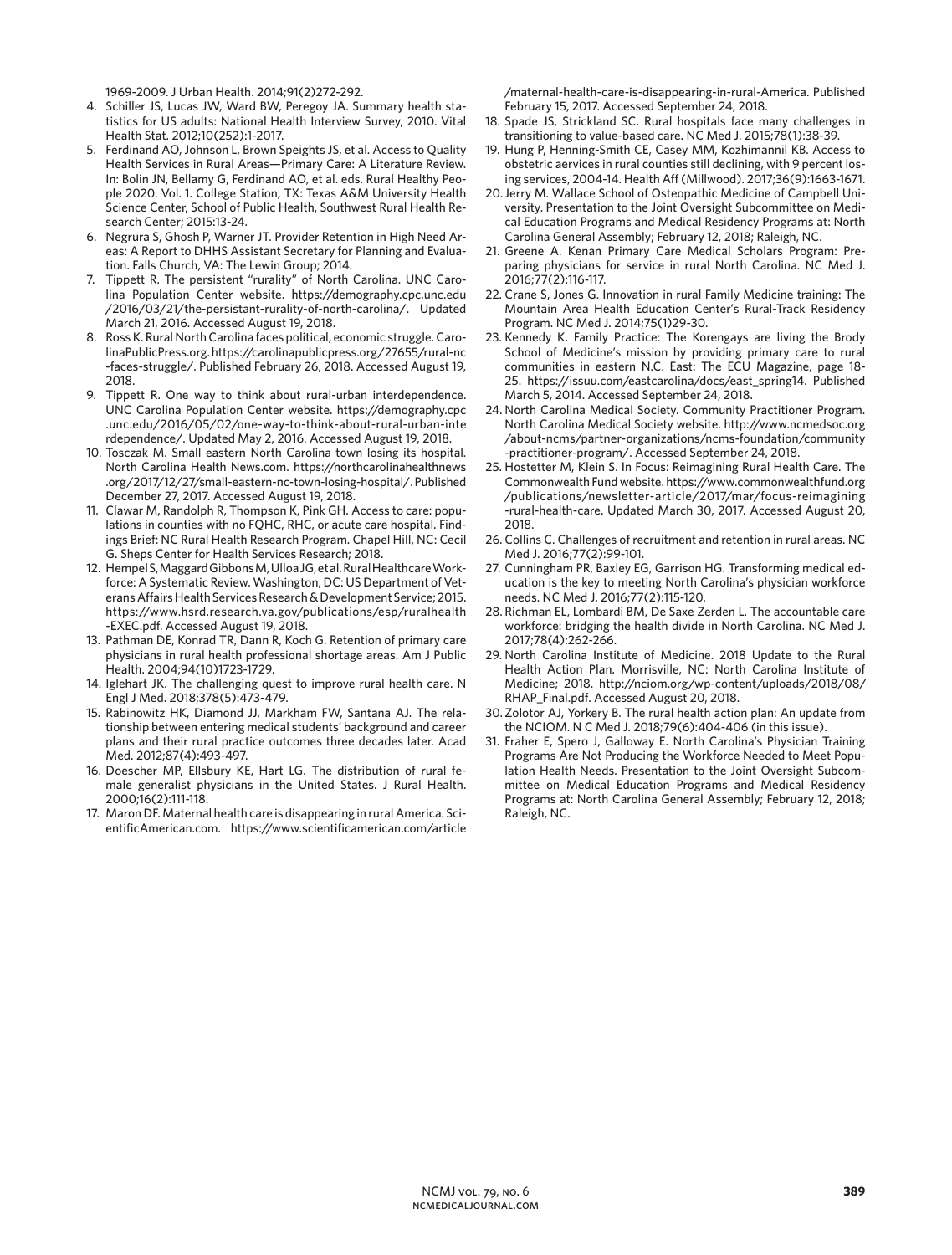1969-2009. J Urban Health. 2014;91(2)272-292.

4. Schiller JS, Lucas JW, Ward BW, Peregoy JA. Summary health statistics for US adults: National Health Interview Survey, 2010. Vital Health Stat. 2012;10(252):1-2017.
5. Ferdinand AO, Johnson L, Brown Speights JS, et al. Access to Quality Health Services in Rural Areas—Primary Care: A Literature Review. In: Bolin JN, Bellamy G, Ferdinand AO, et al. eds. Rural Healthy People 2020. Vol. 1. College Station, TX: Texas A&M University Health Science Center, School of Public Health, Southwest Rural Health Research Center; 2015:13-24.
6. Negrura S, Ghosh P, Warner JT. Provider Retention in High Need Areas: A Report to DHHS Assistant Secretary for Planning and Evaluation. Falls Church, VA: The Lewin Group; 2014.
7. Tippett R. The persistent "rurality" of North Carolina. UNC Carolina Population Center website. https://demography.cpc.unc.edu/2016/03/21/the-persistant-rurality-of-north-carolina/. Updated March 21, 2016. Accessed August 19, 2018.
8. Ross K. Rural North Carolina faces political, economic struggle. CarolinaPublicPress.org. https://carolinapublicpress.org/27655/rural-nc-faces-struggle/. Published February 26, 2018. Accessed August 19, 2018.
9. Tippett R. One way to think about rural-urban interdependence. UNC Carolina Population Center website. https://demography.cpc.unc.edu/2016/05/02/one-way-to-think-about-rural-urban-interdependence/. Updated May 2, 2016. Accessed August 19, 2018.
10. Tosczak M. Small eastern North Carolina town losing its hospital. North Carolina Health News.com. https://northcarolinahealthnews.org/2017/12/27/small-eastern-nc-town-losing-hospital/. Published December 27, 2017. Accessed August 19, 2018.
11. Clawar M, Randolph R, Thompson K, Pink GH. Access to care: populations in counties with no FQHC, RHC, or acute care hospital. Findings Brief: NC Rural Health Research Program. Chapel Hill, NC: Cecil G. Sheps Center for Health Services Research; 2018.
12. Hempel S, Maggard Gibbons M, Ulloa JG, et al. Rural Healthcare Workforce: A Systematic Review. Washington, DC: US Department of Veterans Affairs Health Services Research & Development Service; 2015. https://www.hsrd.research.va.gov/publications/esp/ruralhealth-EXEC.pdf. Accessed August 19, 2018.
13. Pathman DE, Konrad TR, Dann R, Koch G. Retention of primary care physicians in rural health professional shortage areas. Am J Public Health. 2004;94(10)1723-1729.
14. Iglehart JK. The challenging quest to improve rural health care. N Engl J Med. 2018;378(5):473-479.
15. Rabinowitz HK, Diamond JJ, Markham FW, Santana AJ. The relationship between entering medical students' background and career plans and their rural practice outcomes three decades later. Acad Med. 2012;87(4):493-497.
16. Doescher MP, Ellsbury KE, Hart LG. The distribution of rural female generalist physicians in the United States. J Rural Health. 2000;16(2):111-118.
17. Maron DF. Maternal health care is disappearing in rural America. ScientificAmerican.com. https://www.scientificamerican.com/article/maternal-health-care-is-disappearing-in-rural-America. Published February 15, 2017. Accessed September 24, 2018.
18. Spade JS, Strickland SC. Rural hospitals face many challenges in transitioning to value-based care. NC Med J. 2015;78(1):38-39.
19. Hung P, Henning-Smith CE, Casey MM, Kozhimannil KB. Access to obstetric aervices in rural counties still declining, with 9 percent losing services, 2004-14. Health Aff (Millwood). 2017;36(9):1663-1671.
20. Jerry M. Wallace School of Osteopathic Medicine of Campbell University. Presentation to the Joint Oversight Subcommittee on Medical Education Programs and Medical Residency Programs at: North Carolina General Assembly; February 12, 2018; Raleigh, NC.
21. Greene A. Kenan Primary Care Medical Scholars Program: Preparing physicians for service in rural North Carolina. NC Med J. 2016;77(2):116-117.
22. Crane S, Jones G. Innovation in rural Family Medicine training: The Mountain Area Health Education Center's Rural-Track Residency Program. NC Med J. 2014;75(1)29-30.
23. Kennedy K. Family Practice: The Korengays are living the Brody School of Medicine's mission by providing primary care to rural communities in eastern N.C. East: The ECU Magazine, page 18-25. https://issuu.com/eastcarolina/docs/east_spring14. Published March 5, 2014. Accessed September 24, 2018.
24. North Carolina Medical Society. Community Practitioner Program. North Carolina Medical Society website. http://www.ncmedsoc.org/about-ncms/partner-organizations/ncms-foundation/community-practitioner-program/. Accessed September 24, 2018.
25. Hostetter M, Klein S. In Focus: Reimagining Rural Health Care. The Commonwealth Fund website. https://www.commonwealthfund.org/publications/newsletter-article/2017/mar/focus-reimagining-rural-health-care. Updated March 30, 2017. Accessed August 20, 2018.
26. Collins C. Challenges of recruitment and retention in rural areas. NC Med J. 2016;77(2):99-101.
27. Cunningham PR, Baxley EG, Garrison HG. Transforming medical education is the key to meeting North Carolina's physician workforce needs. NC Med J. 2016;77(2):115-120.
28. Richman EL, Lombardi BM, De Saxe Zerden L. The accountable care workforce: bridging the health divide in North Carolina. NC Med J. 2017;78(4):262-266.
29. North Carolina Institute of Medicine. 2018 Update to the Rural Health Action Plan. Morrisville, NC: North Carolina Institute of Medicine; 2018. http://nciom.org/wp-content/uploads/2018/08/RHAP_Final.pdf. Accessed August 20, 2018.
30. Zolotor AJ, Yorkery B. The rural health action plan: An update from the NCIOM. N C Med J. 2018;79(6):404-406 (in this issue).
31. Fraher E, Spero J, Galloway E. North Carolina's Physician Training Programs Are Not Producing the Workforce Needed to Meet Population Health Needs. Presentation to the Joint Oversight Subcommittee on Medical Education Programs and Medical Residency Programs at: North Carolina General Assembly; February 12, 2018; Raleigh, NC.